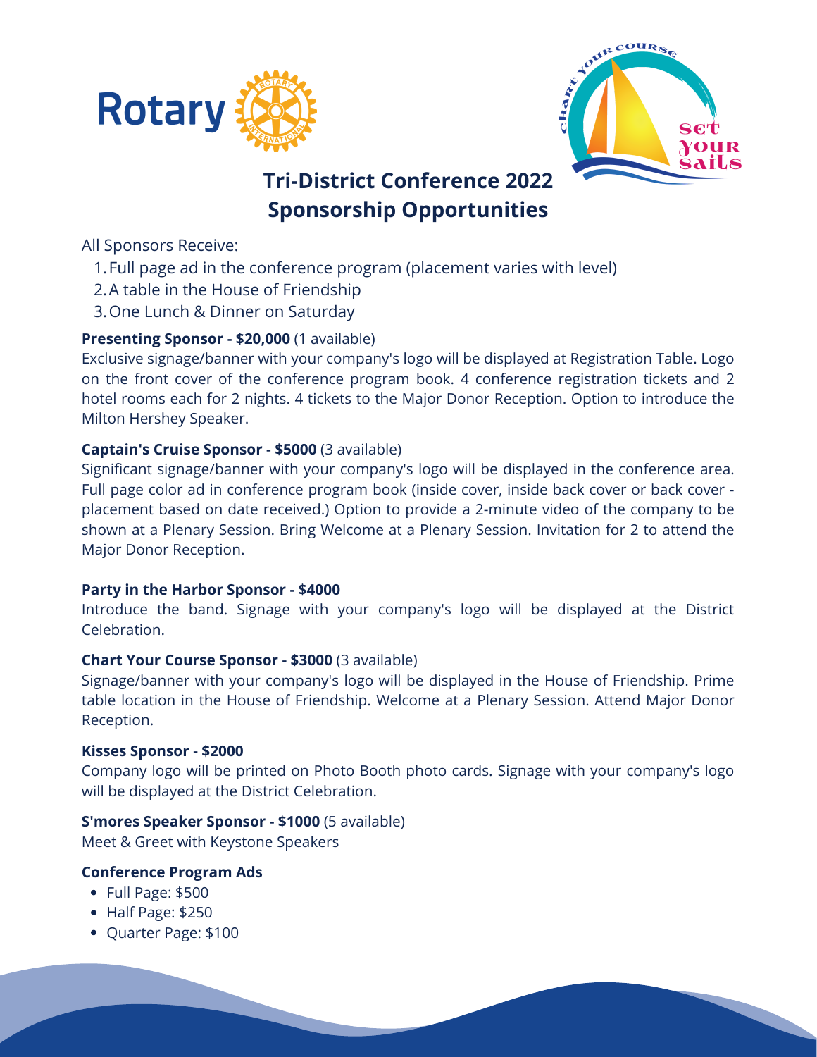# Tri-District Conference 2022
# Sponsorship Opportunities

All Sponsors Receive:

1. Full page ad in the conference program (placement varies with level)
2. A table in the House of Friendship
3. One Lunch & Dinner on Saturday

**Presenting Sponsor - $20,000** (1 available)
Exclusive signage/banner with your company's logo will be displayed at Registration Table. Logo on the front cover of the conference program book. 4 conference registration tickets and 2 hotel rooms each for 2 nights. 4 tickets to the Major Donor Reception. Option to introduce the Milton Hershey Speaker.

**Captain's Cruise Sponsor - $5000** (3 available)
Significant signage/banner with your company's logo will be displayed in the conference area. Full page color ad in conference program book (inside cover, inside back cover or back cover - placement based on date received.) Option to provide a 2-minute video of the company to be shown at a Plenary Session. Bring Welcome at a Plenary Session. Invitation for 2 to attend the Major Donor Reception.

**Party in the Harbor Sponsor - $4000**
Introduce the band. Signage with your company's logo will be displayed at the District Celebration.

**Chart Your Course Sponsor - $3000** (3 available)
Signage/banner with your company's logo will be displayed in the House of Friendship. Prime table location in the House of Friendship. Welcome at a Plenary Session. Attend Major Donor Reception.

**Kisses Sponsor - $2000**
Company logo will be printed on Photo Booth photo cards. Signage with your company's logo will be displayed at the District Celebration.

**S'mores Speaker Sponsor - $1000** (5 available)
Meet & Greet with Keystone Speakers

**Conference Program Ads**

- Full Page: $500
- Half Page: $250
- Quarter Page: $100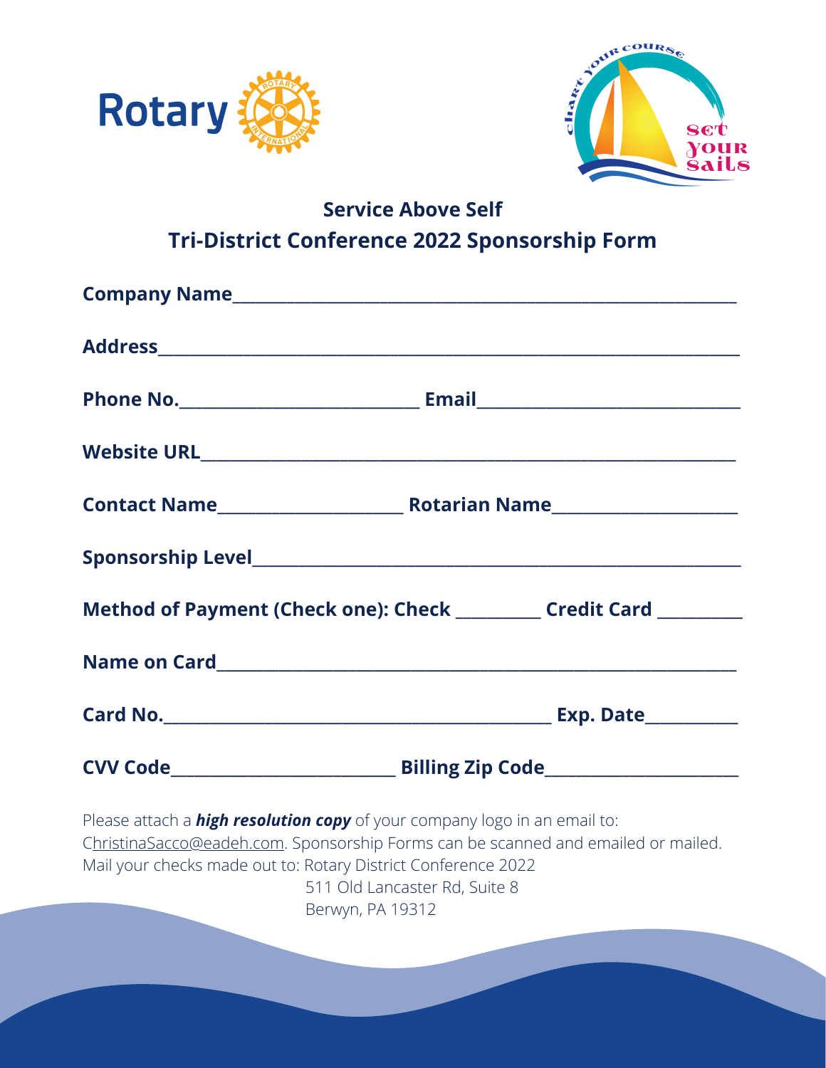## Service Above Self

## Tri-District Conference 2022 Sponsorship Form

**Company Name**______________________________________________

**Address**__________________________________________________

**Phone No.**______________________ **Email**______________________

**Website URL**_______________________________________________

**Contact Name**________________ **Rotarian Name**________________

**Sponsorship Level**___________________________________________

**Method of Payment (Check one): Check** ________ **Credit Card** ________

**Name on Card**_______________________________________________

**Card No.**____________________________________ **Exp. Date**________

**CVV Code**____________________ **Billing Zip Code**_________________

Please attach a ***high resolution copy*** of your company logo in an email to: ChristinaSacco@eadeh.com. Sponsorship Forms can be scanned and emailed or mailed.

Mail your checks made out to: Rotary District Conference 2022
511 Old Lancaster Rd, Suite 8
Berwyn, PA 19312